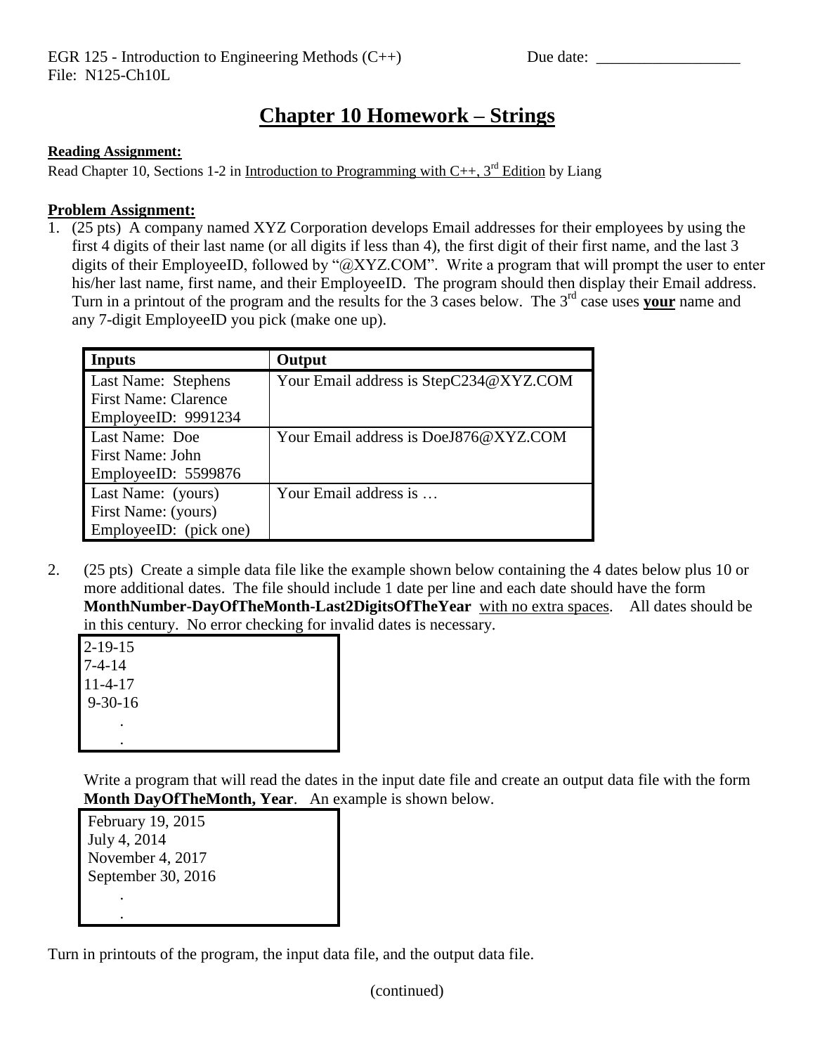EGR 125 - Introduction to Engineering Methods (C++) Due date: __________________
File: N125-Ch10L

# Chapter 10 Homework – Strings

**Reading Assignment:**

Read Chapter 10, Sections 1-2 in Introduction to Programming with C++, 3rd Edition by Liang

**Problem Assignment:**

1. (25 pts) A company named XYZ Corporation develops Email addresses for their employees by using the first 4 digits of their last name (or all digits if less than 4), the first digit of their first name, and the last 3 digits of their EmployeeID, followed by "@XYZ.COM". Write a program that will prompt the user to enter his/her last name, first name, and their EmployeeID. The program should then display their Email address. Turn in a printout of the program and the results for the 3 cases below. The 3rd case uses **your** name and any 7-digit EmployeeID you pick (make one up).

| Inputs | Output |
|---|---|
| Last Name: Stephens<br>First Name: Clarence<br>EmployeeID: 9991234 | Your Email address is StepC234@XYZ.COM |
| Last Name: Doe<br>First Name: John<br>EmployeeID: 5599876 | Your Email address is DoeJ876@XYZ.COM |
| Last Name: (yours)<br>First Name: (yours)<br>EmployeeID: (pick one) | Your Email address is … |

2. (25 pts) Create a simple data file like the example shown below containing the 4 dates below plus 10 or more additional dates. The file should include 1 date per line and each date should have the form **MonthNumber-DayOfTheMonth-Last2DigitsOfTheYear** with no extra spaces. All dates should be in this century. No error checking for invalid dates is necessary.

```
2-19-15
7-4-14
11-4-17
9-30-16
   .
   .
```

Write a program that will read the dates in the input date file and create an output data file with the form **Month DayOfTheMonth, Year**. An example is shown below.

```
February 19, 2015
July 4, 2014
November 4, 2017
September 30, 2016
   .
   .
```

Turn in printouts of the program, the input data file, and the output data file.

(continued)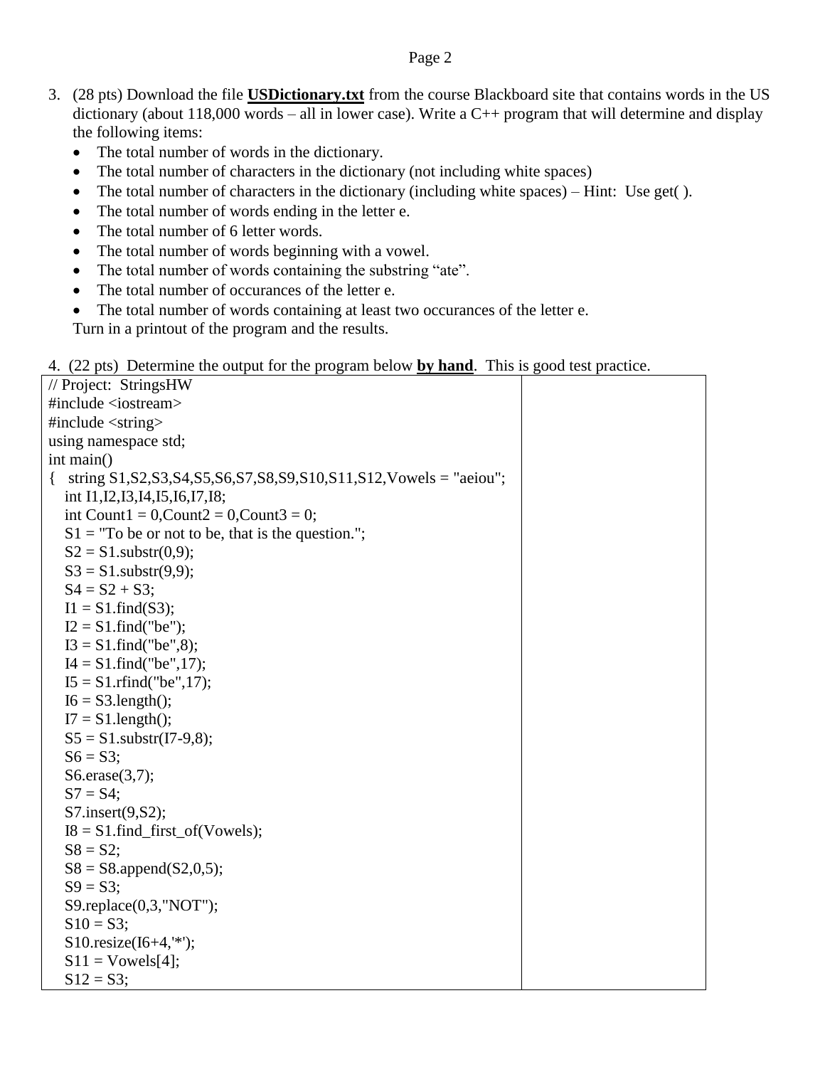3. (28 pts) Download the file **USDictionary.txt** from the course Blackboard site that contains words in the US dictionary (about 118,000 words – all in lower case). Write a C++ program that will determine and display the following items:
   - The total number of words in the dictionary.
   - The total number of characters in the dictionary (not including white spaces)
   - The total number of characters in the dictionary (including white spaces) – Hint: Use get( ).
   - The total number of words ending in the letter e.
   - The total number of 6 letter words.
   - The total number of words beginning with a vowel.
   - The total number of words containing the substring "ate".
   - The total number of occurances of the letter e.
   - The total number of words containing at least two occurances of the letter e.

   Turn in a printout of the program and the results.

4. (22 pts) Determine the output for the program below **by hand**. This is good test practice.

| | |
|---|---|
| `// Project: StringsHW`<br>`#include <iostream>`<br>`#include <string>`<br>`using namespace std;`<br>`int main()`<br>`{   string S1,S2,S3,S4,S5,S6,S7,S8,S9,S10,S11,S12,Vowels = "aeiou";`<br>`    int I1,I2,I3,I4,I5,I6,I7,I8;`<br>`    int Count1 = 0,Count2 = 0,Count3 = 0;`<br>`    S1 = "To be or not to be, that is the question.";`<br>`    S2 = S1.substr(0,9);`<br>`    S3 = S1.substr(9,9);`<br>`    S4 = S2 + S3;`<br>`    I1 = S1.find(S3);`<br>`    I2 = S1.find("be");`<br>`    I3 = S1.find("be",8);`<br>`    I4 = S1.find("be",17);`<br>`    I5 = S1.rfind("be",17);`<br>`    I6 = S3.length();`<br>`    I7 = S1.length();`<br>`    S5 = S1.substr(I7-9,8);`<br>`    S6 = S3;`<br>`    S6.erase(3,7);`<br>`    S7 = S4;`<br>`    S7.insert(9,S2);`<br>`    I8 = S1.find_first_of(Vowels);`<br>`    S8 = S2;`<br>`    S8 = S8.append(S2,0,5);`<br>`    S9 = S3;`<br>`    S9.replace(0,3,"NOT");`<br>`    S10 = S3;`<br>`    S10.resize(I6+4,'*');`<br>`    S11 = Vowels[4];`<br>`    S12 = S3;` | |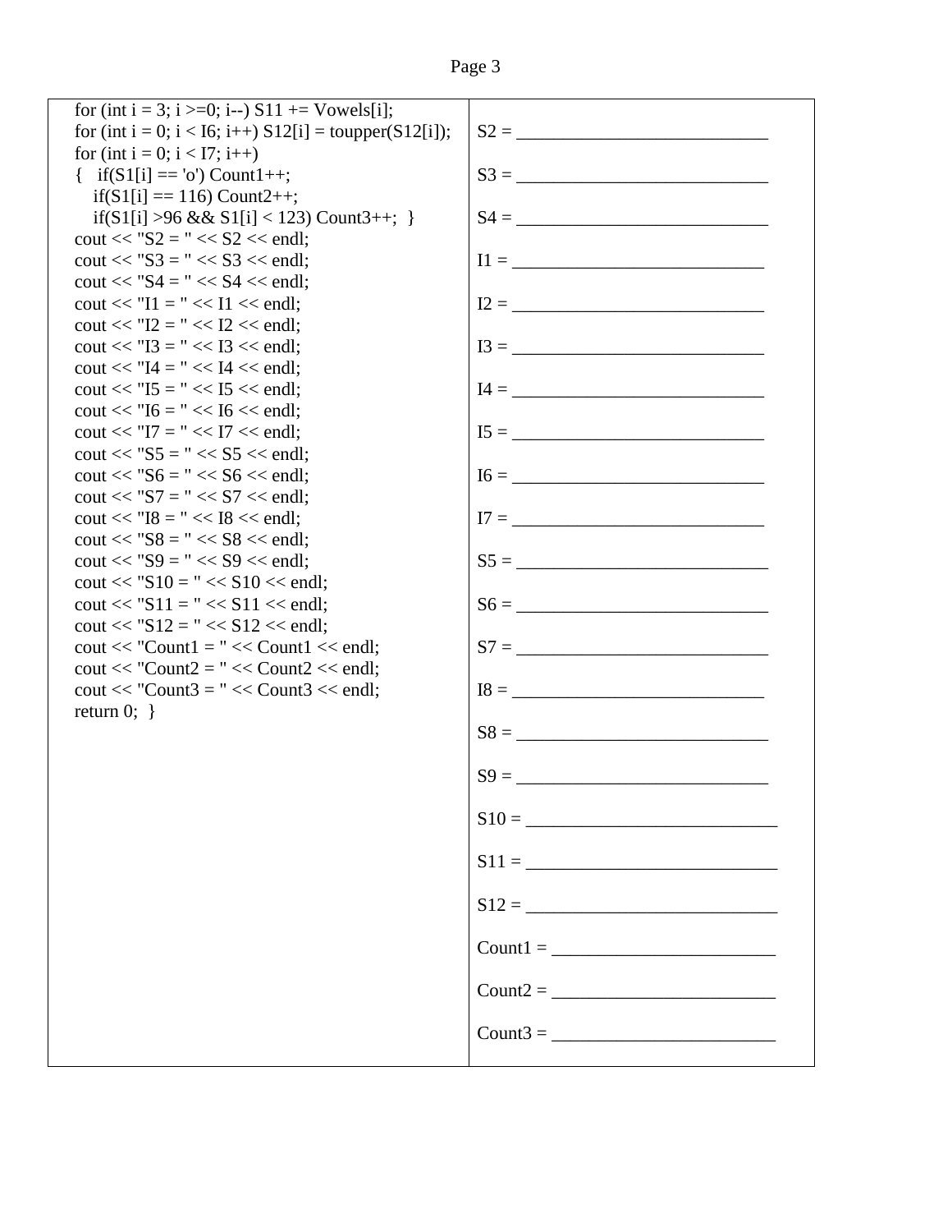```cpp
    for (int i = 3; i >=0; i--) S11 += Vowels[i];
    for (int i = 0; i < I6; i++) S12[i] = toupper(S12[i]);
    for (int i = 0; i < I7; i++)
    {   if(S1[i] == 'o') Count1++;
        if(S1[i] == 116) Count2++;
        if(S1[i] >96 && S1[i] < 123) Count3++;  }
    cout << "S2 = " << S2 << endl;
    cout << "S3 = " << S3 << endl;
    cout << "S4 = " << S4 << endl;
    cout << "I1 = " << I1 << endl;
    cout << "I2 = " << I2 << endl;
    cout << "I3 = " << I3 << endl;
    cout << "I4 = " << I4 << endl;
    cout << "I5 = " << I5 << endl;
    cout << "I6 = " << I6 << endl;
    cout << "I7 = " << I7 << endl;
    cout << "S5 = " << S5 << endl;
    cout << "S6 = " << S6 << endl;
    cout << "S7 = " << S7 << endl;
    cout << "I8 = " << I8 << endl;
    cout << "S8 = " << S8 << endl;
    cout << "S9 = " << S9 << endl;
    cout << "S10 = " << S10 << endl;
    cout << "S11 = " << S11 << endl;
    cout << "S12 = " << S12 << endl;
    cout << "Count1 = " << Count1 << endl;
    cout << "Count2 = " << Count2 << endl;
    cout << "Count3 = " << Count3 << endl;
    return 0;  }
```

S2 = ___________________________

S3 = ___________________________

S4 = ___________________________

I1 = ___________________________

I2 = ___________________________

I3 = ___________________________

I4 = ___________________________

I5 = ___________________________

I6 = ___________________________

I7 = ___________________________

S5 = ___________________________

S6 = ___________________________

S7 = ___________________________

I8 = ___________________________

S8 = ___________________________

S9 = ___________________________

S10 = ___________________________

S11 = ___________________________

S12 = ___________________________

Count1 = ________________________

Count2 = ________________________

Count3 = ________________________